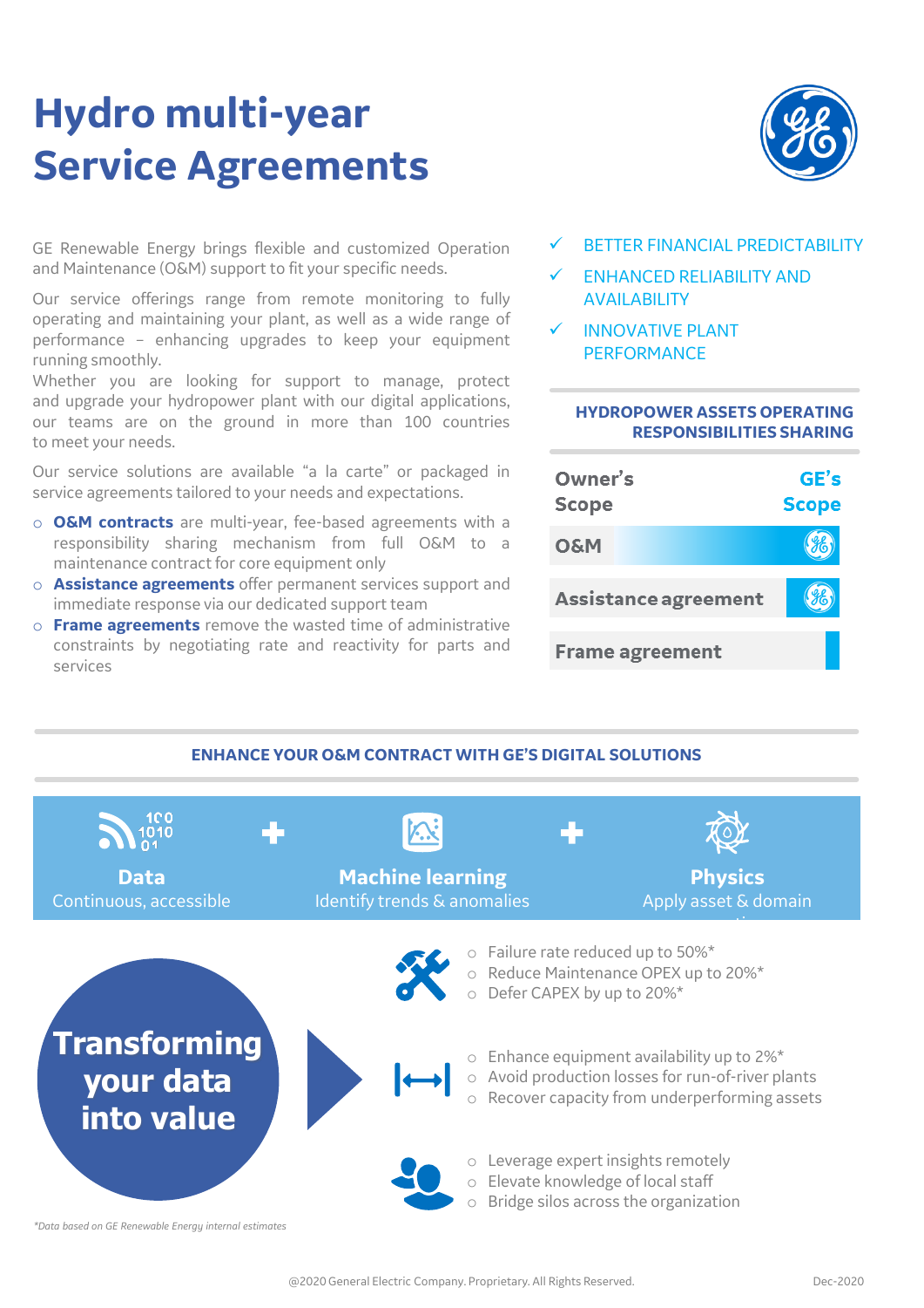# Hydro multi-year Service Agreements

GE Renewable Energy brings flexible and customized Operation and Maintenance (O&M) support to fit your specific needs.

Our service offerings range from remote monitoring to fully operating and maintaining your plant, as well as a wide range of performance – enhancing upgrades to keep your equipment running smoothly.

Whether you are looking for support to manage, protect and upgrade your hydropower plant with our digital applications, our teams are on the ground in more than 100 countries to meet your needs.

Our service solutions are available "a la carte" or packaged in service agreements tailored to your needs and expectations.

- **O&M contracts** are multi-year, fee-based agreements with a responsibility sharing mechanism from full O&M to a maintenance contract for core equipment only
- **Assistance agreements** offer permanent services support and immediate response via our dedicated support team
- **Frame agreements** remove the wasted time of administrative constraints by negotiating rate and reactivity for parts and services

✓ BETTER FINANCIAL PREDICTABILITY

✓ ENHANCED RELIABILITY AND AVAILABILITY

✓ INNOVATIVE PLANT PERFORMANCE

**HYDROPOWER ASSETS OPERATING RESPONSIBILITIES SHARING**

| Owner's Scope | GE's Scope |
|---|---|
| O&M | |
| Assistance agreement | |
| Frame agreement | |

## ENHANCE YOUR O&M CONTRACT WITH GE'S DIGITAL SOLUTIONS

**Data**
Continuous, accessible

\+

**Machine learning**
Identify trends & anomalies

\+

**Physics**
Apply asset & domain

**Transforming your data into value**

- Failure rate reduced up to 50%*
- Reduce Maintenance OPEX up to 20%*
- Defer CAPEX by up to 20%*

- Enhance equipment availability up to 2%*
- Avoid production losses for run-of-river plants
- Recover capacity from underperforming assets

- Leverage expert insights remotely
- Elevate knowledge of local staff
- Bridge silos across the organization

*Data based on GE Renewable Energy internal estimates*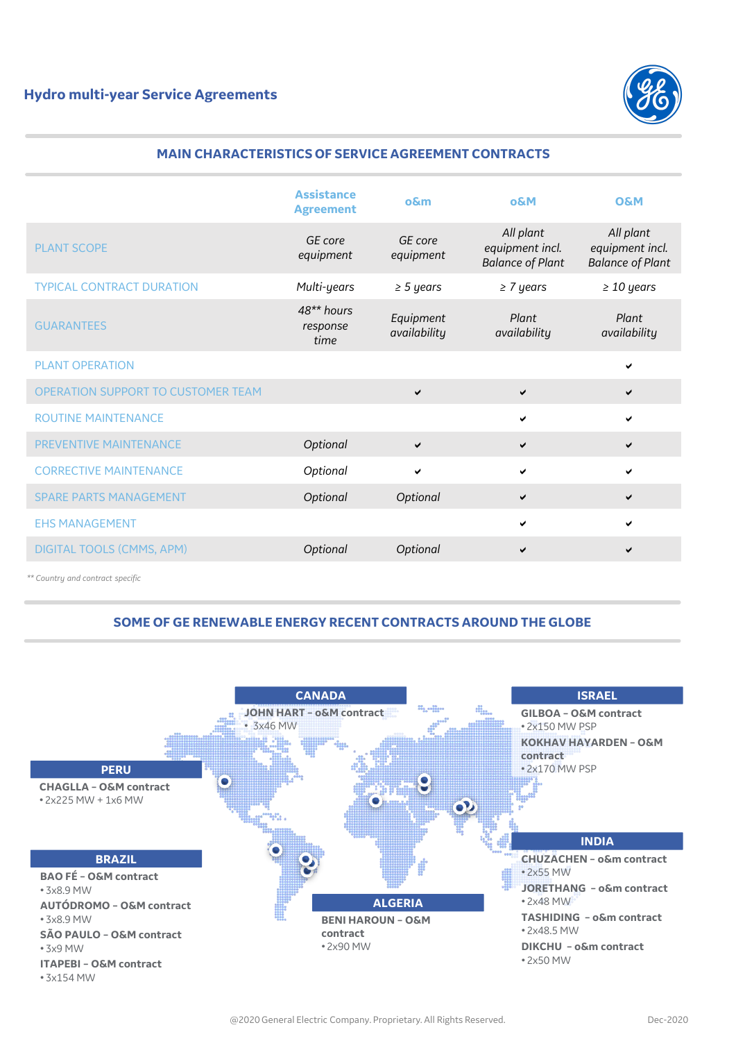# Hydro multi-year Service Agreements

## MAIN CHARACTERISTICS OF SERVICE AGREEMENT CONTRACTS

| | Assistance Agreement | o&m | o&M | O&M |
|---|---|---|---|---|
| PLANT SCOPE | *GE core equipment* | *GE core equipment* | *All plant equipment incl. Balance of Plant* | *All plant equipment incl. Balance of Plant* |
| TYPICAL CONTRACT DURATION | *Multi-years* | *≥ 5 years* | *≥ 7 years* | *≥ 10 years* |
| GUARANTEES | *48\*\* hours response time* | *Equipment availability* | *Plant availability* | *Plant availability* |
| PLANT OPERATION | | | | ✔ |
| OPERATION SUPPORT TO CUSTOMER TEAM | | ✔ | ✔ | ✔ |
| ROUTINE MAINTENANCE | | | ✔ | ✔ |
| PREVENTIVE MAINTENANCE | *Optional* | ✔ | ✔ | ✔ |
| CORRECTIVE MAINTENANCE | *Optional* | ✔ | ✔ | ✔ |
| SPARE PARTS MANAGEMENT | *Optional* | *Optional* | ✔ | ✔ |
| EHS MANAGEMENT | | | ✔ | ✔ |
| DIGITAL TOOLS (CMMS, APM) | *Optional* | *Optional* | ✔ | ✔ |

*\*\* Country and contract specific*

## SOME OF GE RENEWABLE ENERGY RECENT CONTRACTS AROUND THE GLOBE

### CANADA

**JOHN HART – o&M contract**
- 3x46 MW

### PERU

**CHAGLLA – O&M contract**
- 2x225 MW + 1x6 MW

### BRAZIL

**BAO FÉ – O&M contract**
- 3x8.9 MW

**AUTÓDROMO – O&M contract**
- 3x8.9 MW

**SÃO PAULO – O&M contract**
- 3x9 MW

**ITAPEBI – O&M contract**
- 3x154 MW

### ALGERIA

**BENI HAROUN – O&M contract**
- 2x90 MW

### ISRAEL

**GILBOA – O&M contract**
- 2x150 MW PSP

**KOKHAV HAYARDEN – O&M contract**
- 2x170 MW PSP

### INDIA

**CHUZACHEN – o&M contract**
- 2x55 MW

**JORETHANG – o&M contract**
- 2x48 MW

**TASHIDING – o&M contract**
- 2x48.5 MW

**DIKCHU – o&M contract**
- 2x50 MW

@2020 General Electric Company. Proprietary. All Rights Reserved. Dec-2020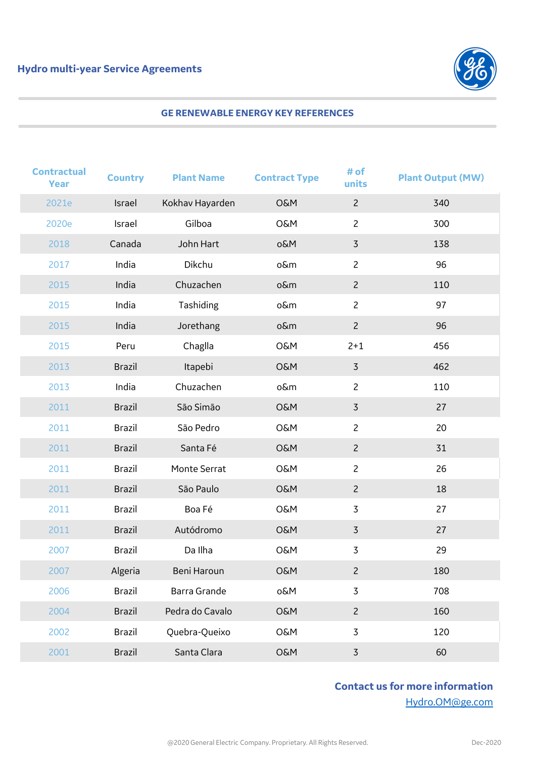## Hydro multi-year Service Agreements

### GE RENEWABLE ENERGY KEY REFERENCES

| Contractual Year | Country | Plant Name | Contract Type | # of units | Plant Output (MW) |
|---|---|---|---|---|---|
| 2021e | Israel | Kokhav Hayarden | O&M | 2 | 340 |
| 2020e | Israel | Gilboa | O&M | 2 | 300 |
| 2018 | Canada | John Hart | o&M | 3 | 138 |
| 2017 | India | Dikchu | o&m | 2 | 96 |
| 2015 | India | Chuzachen | o&m | 2 | 110 |
| 2015 | India | Tashiding | o&m | 2 | 97 |
| 2015 | India | Jorethang | o&m | 2 | 96 |
| 2015 | Peru | Chaglla | O&M | 2+1 | 456 |
| 2013 | Brazil | Itapebi | O&M | 3 | 462 |
| 2013 | India | Chuzachen | o&m | 2 | 110 |
| 2011 | Brazil | São Simão | O&M | 3 | 27 |
| 2011 | Brazil | São Pedro | O&M | 2 | 20 |
| 2011 | Brazil | Santa Fé | O&M | 2 | 31 |
| 2011 | Brazil | Monte Serrat | O&M | 2 | 26 |
| 2011 | Brazil | São Paulo | O&M | 2 | 18 |
| 2011 | Brazil | Boa Fé | O&M | 3 | 27 |
| 2011 | Brazil | Autódromo | O&M | 3 | 27 |
| 2007 | Brazil | Da Ilha | O&M | 3 | 29 |
| 2007 | Algeria | Beni Haroun | O&M | 2 | 180 |
| 2006 | Brazil | Barra Grande | o&M | 3 | 708 |
| 2004 | Brazil | Pedra do Cavalo | O&M | 2 | 160 |
| 2002 | Brazil | Quebra-Queixo | O&M | 3 | 120 |
| 2001 | Brazil | Santa Clara | O&M | 3 | 60 |

**Contact us for more information**
Hydro.OM@ge.com

@2020 General Electric Company. Proprietary. All Rights Reserved.

Dec-2020